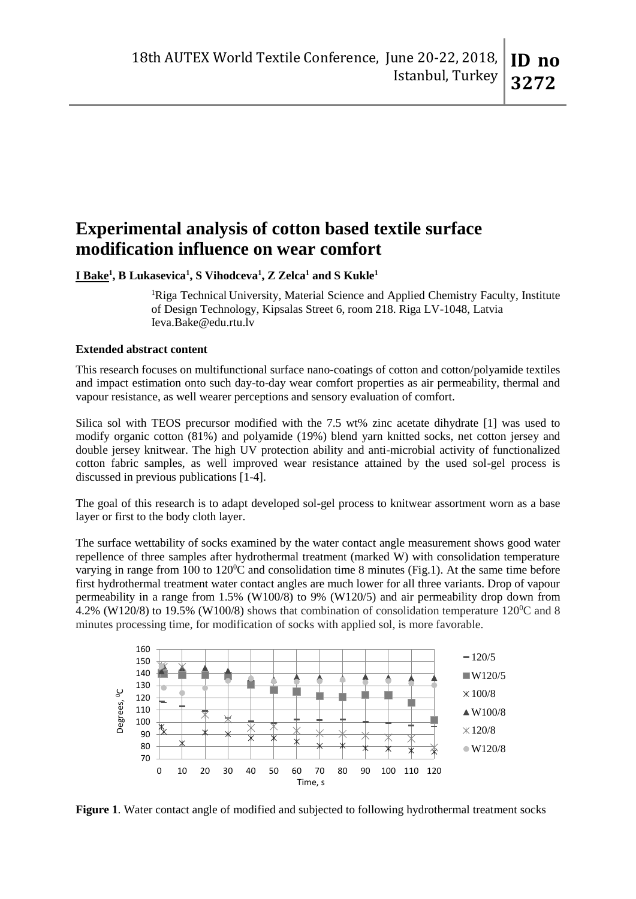# Experimental analysis of cotton based textile surface modification influence on wear comfort

**I Bake[1], B Lukasevica[1], S Vihodceva[1], Z Zelca[1] and S Kukle[1]**

[1]Riga Technical University, Material Science and Applied Chemistry Faculty, Institute of Design Technology, Kipsalas Street 6, room 218. Riga LV-1048, Latvia
Ieva.Bake@edu.rtu.lv

**Extended abstract content**

This research focuses on multifunctional surface nano-coatings of cotton and cotton/polyamide textiles and impact estimation onto such day-to-day wear comfort properties as air permeability, thermal and vapour resistance, as well wearer perceptions and sensory evaluation of comfort.

Silica sol with TEOS precursor modified with the 7.5 wt% zinc acetate dihydrate [1] was used to modify organic cotton (81%) and polyamide (19%) blend yarn knitted socks, net cotton jersey and double jersey knitwear. The high UV protection ability and anti-microbial activity of functionalized cotton fabric samples, as well improved wear resistance attained by the used sol-gel process is discussed in previous publications [1-4].

The goal of this research is to adapt developed sol-gel process to knitwear assortment worn as a base layer or first to the body cloth layer.

The surface wettability of socks examined by the water contact angle measurement shows good water repellence of three samples after hydrothermal treatment (marked W) with consolidation temperature varying in range from 100 to $120^0$C and consolidation time 8 minutes (Fig.1). At the same time before first hydrothermal treatment water contact angles are much lower for all three variants. Drop of vapour permeability in a range from 1.5% (W100/8) to 9% (W120/5) and air permeability drop down from 4.2% (W120/8) to 19.5% (W100/8) shows that combination of consolidation temperature $120^0$C and 8 minutes processing time, for modification of socks with applied sol, is more favorable.

**Figure 1**. Water contact angle of modified and subjected to following hydrothermal treatment socks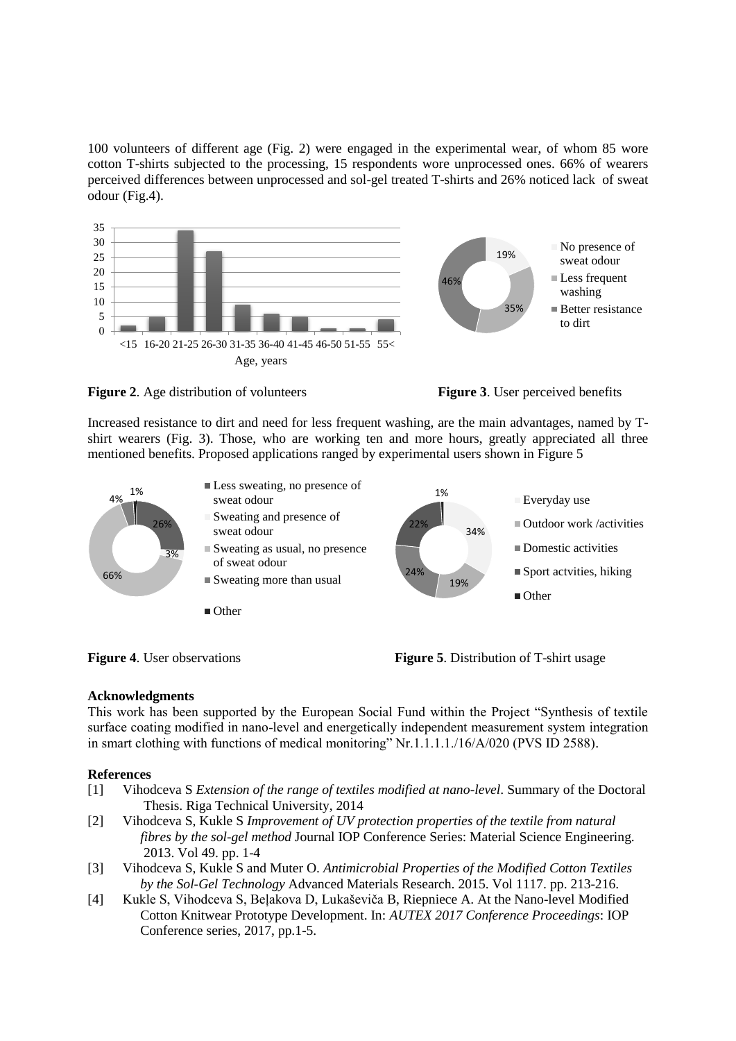100 volunteers of different age (Fig. 2) were engaged in the experimental wear, of whom 85 wore cotton T-shirts subjected to the processing, 15 respondents wore unprocessed ones. 66% of wearers perceived differences between unprocessed and sol-gel treated T-shirts and 26% noticed lack of sweat odour (Fig.4).

**Figure 2**. Age distribution of volunteers

**Figure 3**. User perceived benefits

Increased resistance to dirt and need for less frequent washing, are the main advantages, named by T-shirt wearers (Fig. 3). Those, who are working ten and more hours, greatly appreciated all three mentioned benefits. Proposed applications ranged by experimental users shown in Figure 5

**Figure 4**. User observations

**Figure 5**. Distribution of T-shirt usage

## Acknowledgments

This work has been supported by the European Social Fund within the Project "Synthesis of textile surface coating modified in nano-level and energetically independent measurement system integration in smart clothing with functions of medical monitoring" Nr.1.1.1.1./16/A/020 (PVS ID 2588).

## References

[1] Vihodceva S *Extension of the range of textiles modified at nano-level*. Summary of the Doctoral Thesis. Riga Technical University, 2014

[2] Vihodceva S, Kukle S *Improvement of UV protection properties of the textile from natural fibres by the sol-gel method* Journal IOP Conference Series: Material Science Engineering. 2013. Vol 49. pp. 1-4

[3] Vihodceva S, Kukle S and Muter O. *Antimicrobial Properties of the Modified Cotton Textiles by the Sol-Gel Technology* Advanced Materials Research. 2015. Vol 1117. pp. 213-216.

[4] Kukle S, Vihodceva S, Beļakova D, Lukaševiča B, Riepniece A. At the Nano-level Modified Cotton Knitwear Prototype Development. In: *AUTEX 2017 Conference Proceedings*: IOP Conference series, 2017, pp.1-5.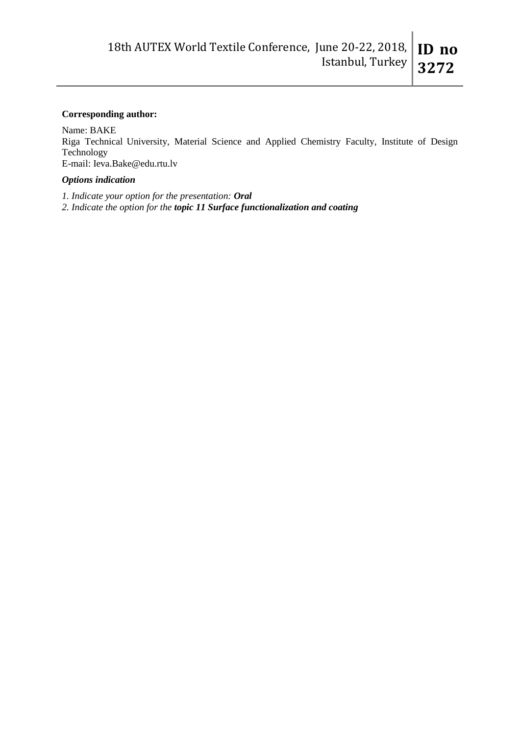**Corresponding author:**

Name: BAKE
Riga Technical University, Material Science and Applied Chemistry Faculty, Institute of Design Technology
E-mail: Ieva.Bake@edu.rtu.lv

***Options indication***

*1. Indicate your option for the presentation:* ***Oral***
*2. Indicate the option for the* ***topic 11 Surface functionalization and coating***